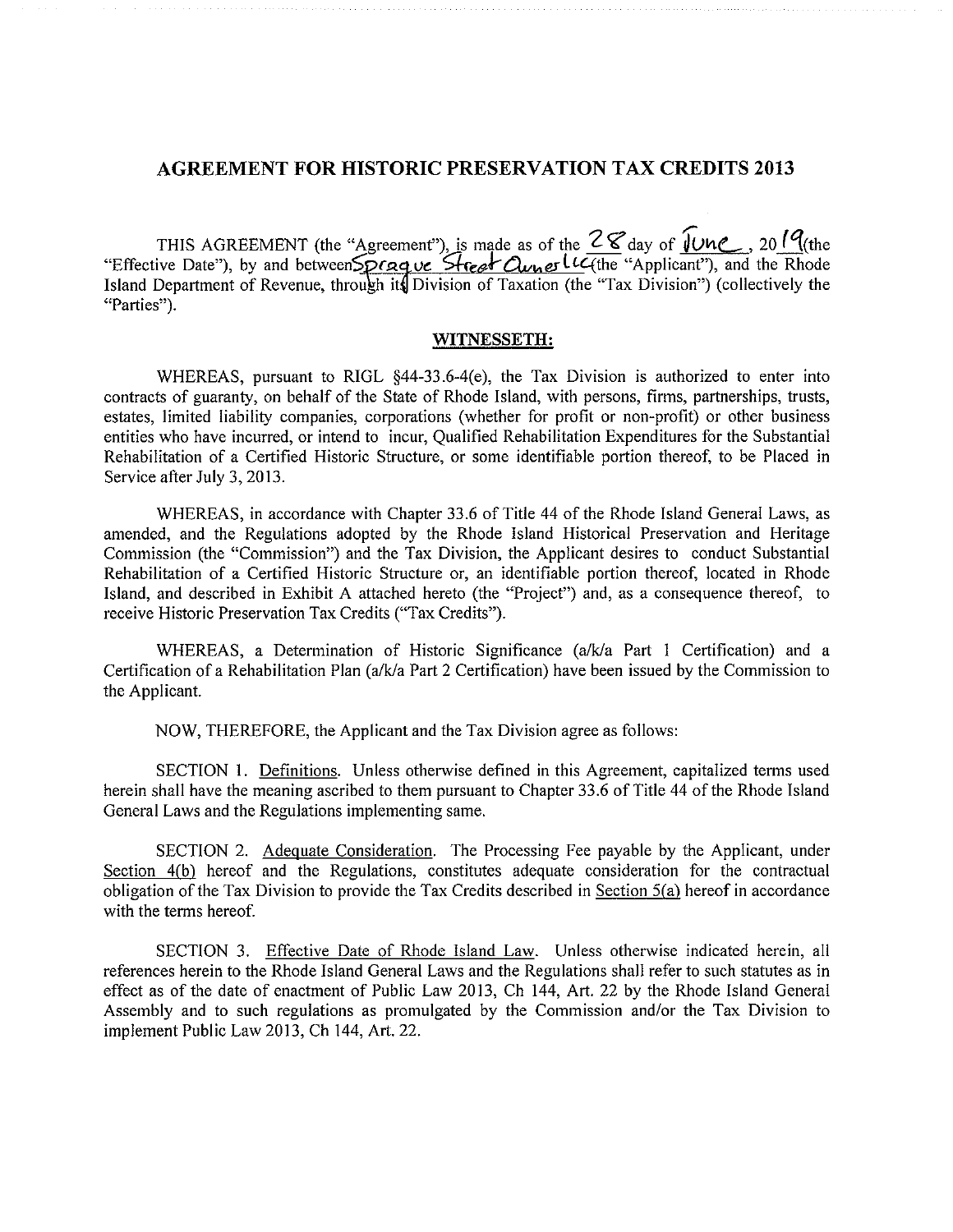# AGREEMENT FOR HISTORIC PRESERVATION TAX CREDITS 2013

THIS AGREEMENT (the "Agreement"), is made as of the 28 day of June, 2019 (the "Effective Date"), by and between Sprague Street Owner LLC (the "Applicant"), and the Rhode Island Department of Revenue, through its Division of Taxation (the "Tax Division") (collectively the "Parties").

## WITNESSETH:

WHEREAS, pursuant to RIGL §44-33.6-4(e), the Tax Division is authorized to enter into contracts of guaranty, on behalf of the State of Rhode Island, with persons, firms, partnerships, trusts, estates, limited liability companies, corporations (whether for profit or non-profit) or other business entities who have incurred, or intend to incur, Qualified Rehabilitation Expenditures for the Substantial Rehabilitation of a Certified Historic Structure, or some identifiable portion thereof, to be Placed in Service after July 3, 2013.

WHEREAS, in accordance with Chapter 33.6 of Title 44 of the Rhode Island General Laws, as amended, and the Regulations adopted by the Rhode Island Historical Preservation and Heritage Commission (the "Commission") and the Tax Division, the Applicant desires to conduct Substantial Rehabilitation of a Certified Historic Structure or, an identifiable portion thereof, located in Rhode Island, and described in Exhibit A attached hereto (the "Project") and, as a consequence thereof, to receive Historic Preservation Tax Credits ("Tax Credits").

WHEREAS, a Determination of Historic Significance (a/k/a Part 1 Certification) and a Certification of a Rehabilitation Plan (a/k/a Part 2 Certification) have been issued by the Commission to the Applicant.

NOW, THEREFORE, the Applicant and the Tax Division agree as follows:

SECTION 1. Definitions. Unless otherwise defined in this Agreement, capitalized terms used herein shall have the meaning ascribed to them pursuant to Chapter 33.6 of Title 44 of the Rhode Island General Laws and the Regulations implementing same.

SECTION 2. Adequate Consideration. The Processing Fee payable by the Applicant, under Section 4(b) hereof and the Regulations, constitutes adequate consideration for the contractual obligation of the Tax Division to provide the Tax Credits described in Section 5(a) hereof in accordance with the terms hereof.

SECTION 3. Effective Date of Rhode Island Law. Unless otherwise indicated herein, all references herein to the Rhode Island General Laws and the Regulations shall refer to such statutes as in effect as of the date of enactment of Public Law 2013, Ch 144, Art. 22 by the Rhode Island General Assembly and to such regulations as promulgated by the Commission and/or the Tax Division to implement Public Law 2013, Ch 144, Art. 22.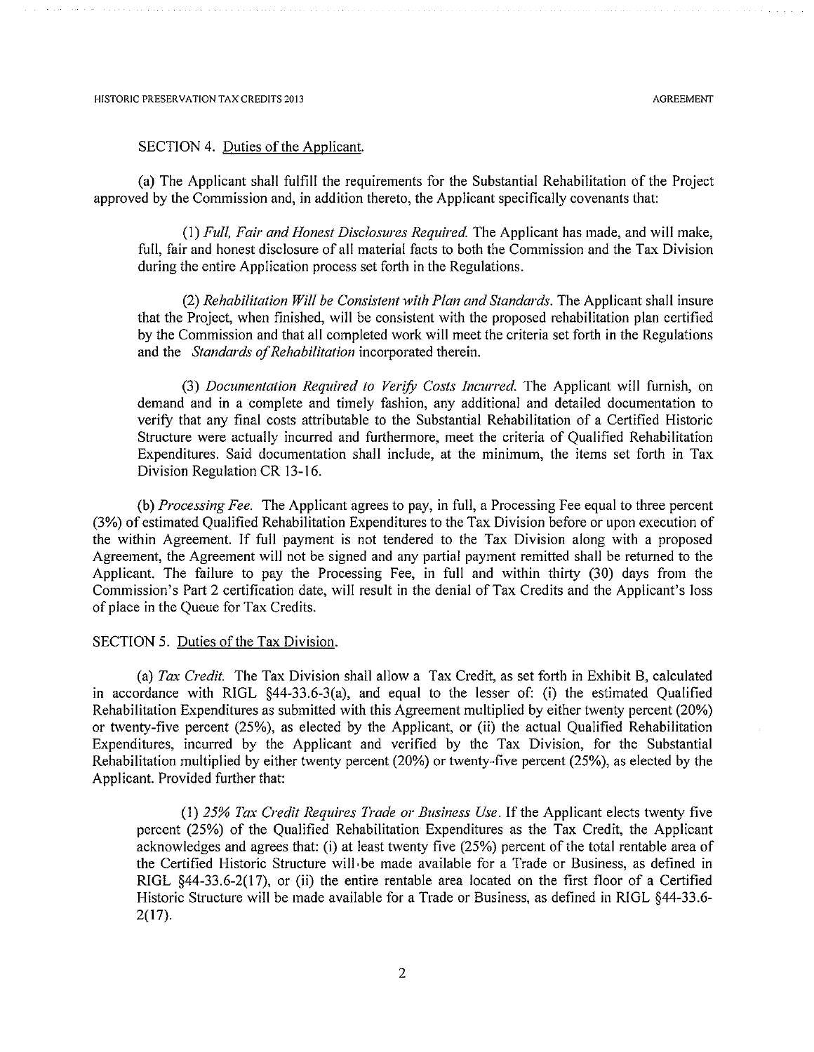SECTION 4. Duties of the Applicant.

(a) The Applicant shall fulfill the requirements for the Substantial Rehabilitation of the Project approved by the Commission and, in addition thereto, the Applicant specifically covenants that:

(1) *Full, Fair and Honest Disclosures Required.* The Applicant has made, and will make, full, fair and honest disclosure of all material facts to both the Commission and the Tax Division during the entire Application process set forth in the Regulations.

(2) *Rehabilitation Will be Consistent with Plan and Standards.* The Applicant shall insure that the Project, when finished, will be consistent with the proposed rehabilitation plan certified by the Commission and that all completed work will meet the criteria set forth in the Regulations and the *Standards of Rehabilitation* incorporated therein.

(3) *Documentation Required to Verify Costs Incurred.* The Applicant will furnish, on demand and in a complete and timely fashion, any additional and detailed documentation to verify that any final costs attributable to the Substantial Rehabilitation of a Certified Historic Structure were actually incurred and furthermore, meet the criteria of Qualified Rehabilitation Expenditures. Said documentation shall include, at the minimum, the items set forth in Tax Division Regulation CR 13-16.

(b) *Processing Fee.* The Applicant agrees to pay, in full, a Processing Fee equal to three percent (3%) of estimated Qualified Rehabilitation Expenditures to the Tax Division before or upon execution of the within Agreement. If full payment is not tendered to the Tax Division along with a proposed Agreement, the Agreement will not be signed and any partial payment remitted shall be returned to the Applicant. The failure to pay the Processing Fee, in full and within thirty (30) days from the Commission's Part 2 certification date, will result in the denial of Tax Credits and the Applicant's loss of place in the Queue for Tax Credits.

SECTION 5. Duties of the Tax Division.

(a) *Tax Credit.* The Tax Division shall allow a Tax Credit, as set forth in Exhibit B, calculated in accordance with RIGL §44-33.6-3(a), and equal to the lesser of: (i) the estimated Qualified Rehabilitation Expenditures as submitted with this Agreement multiplied by either twenty percent (20%) or twenty-five percent (25%), as elected by the Applicant, or (ii) the actual Qualified Rehabilitation Expenditures, incurred by the Applicant and verified by the Tax Division, for the Substantial Rehabilitation multiplied by either twenty percent (20%) or twenty-five percent (25%), as elected by the Applicant. Provided further that:

(1) *25% Tax Credit Requires Trade or Business Use.* If the Applicant elects twenty five percent (25%) of the Qualified Rehabilitation Expenditures as the Tax Credit, the Applicant acknowledges and agrees that: (i) at least twenty five (25%) percent of the total rentable area of the Certified Historic Structure will be made available for a Trade or Business, as defined in RIGL §44-33.6-2(17), or (ii) the entire rentable area located on the first floor of a Certified Historic Structure will be made available for a Trade or Business, as defined in RIGL §44-33.6-2(17).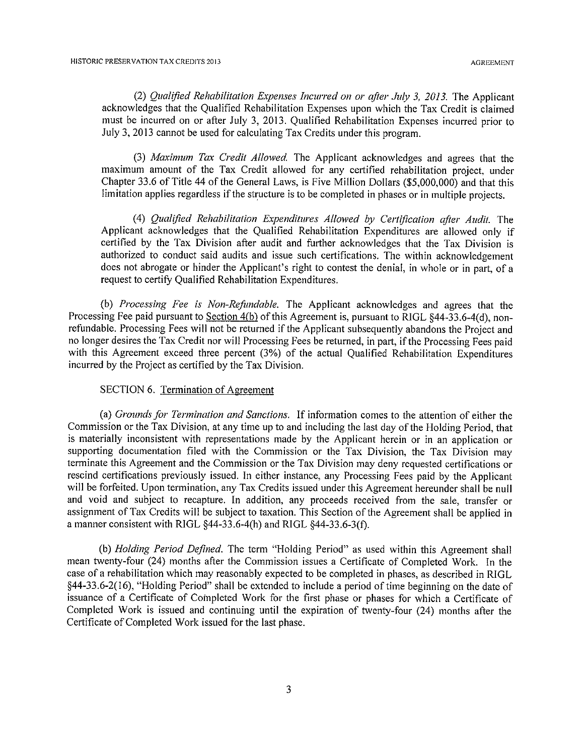(2) *Qualified Rehabilitation Expenses Incurred on or after July 3, 2013.* The Applicant acknowledges that the Qualified Rehabilitation Expenses upon which the Tax Credit is claimed must be incurred on or after July 3, 2013. Qualified Rehabilitation Expenses incurred prior to July 3, 2013 cannot be used for calculating Tax Credits under this program.

(3) *Maximum Tax Credit Allowed.* The Applicant acknowledges and agrees that the maximum amount of the Tax Credit allowed for any certified rehabilitation project, under Chapter 33.6 of Title 44 of the General Laws, is Five Million Dollars ($5,000,000) and that this limitation applies regardless if the structure is to be completed in phases or in multiple projects.

(4) *Qualified Rehabilitation Expenditures Allowed by Certification after Audit.* The Applicant acknowledges that the Qualified Rehabilitation Expenditures are allowed only if certified by the Tax Division after audit and further acknowledges that the Tax Division is authorized to conduct said audits and issue such certifications. The within acknowledgement does not abrogate or hinder the Applicant's right to contest the denial, in whole or in part, of a request to certify Qualified Rehabilitation Expenditures.

(b) *Processing Fee is Non-Refundable.* The Applicant acknowledges and agrees that the Processing Fee paid pursuant to Section 4(b) of this Agreement is, pursuant to RIGL §44-33.6-4(d), non-refundable. Processing Fees will not be returned if the Applicant subsequently abandons the Project and no longer desires the Tax Credit nor will Processing Fees be returned, in part, if the Processing Fees paid with this Agreement exceed three percent (3%) of the actual Qualified Rehabilitation Expenditures incurred by the Project as certified by the Tax Division.

SECTION 6. Termination of Agreement

(a) *Grounds for Termination and Sanctions.* If information comes to the attention of either the Commission or the Tax Division, at any time up to and including the last day of the Holding Period, that is materially inconsistent with representations made by the Applicant herein or in an application or supporting documentation filed with the Commission or the Tax Division, the Tax Division may terminate this Agreement and the Commission or the Tax Division may deny requested certifications or rescind certifications previously issued. In either instance, any Processing Fees paid by the Applicant will be forfeited. Upon termination, any Tax Credits issued under this Agreement hereunder shall be null and void and subject to recapture. In addition, any proceeds received from the sale, transfer or assignment of Tax Credits will be subject to taxation. This Section of the Agreement shall be applied in a manner consistent with RIGL §44-33.6-4(h) and RIGL §44-33.6-3(f).

(b) *Holding Period Defined.* The term "Holding Period" as used within this Agreement shall mean twenty-four (24) months after the Commission issues a Certificate of Completed Work. In the case of a rehabilitation which may reasonably expected to be completed in phases, as described in RIGL §44-33.6-2(16), "Holding Period" shall be extended to include a period of time beginning on the date of issuance of a Certificate of Completed Work for the first phase or phases for which a Certificate of Completed Work is issued and continuing until the expiration of twenty-four (24) months after the Certificate of Completed Work issued for the last phase.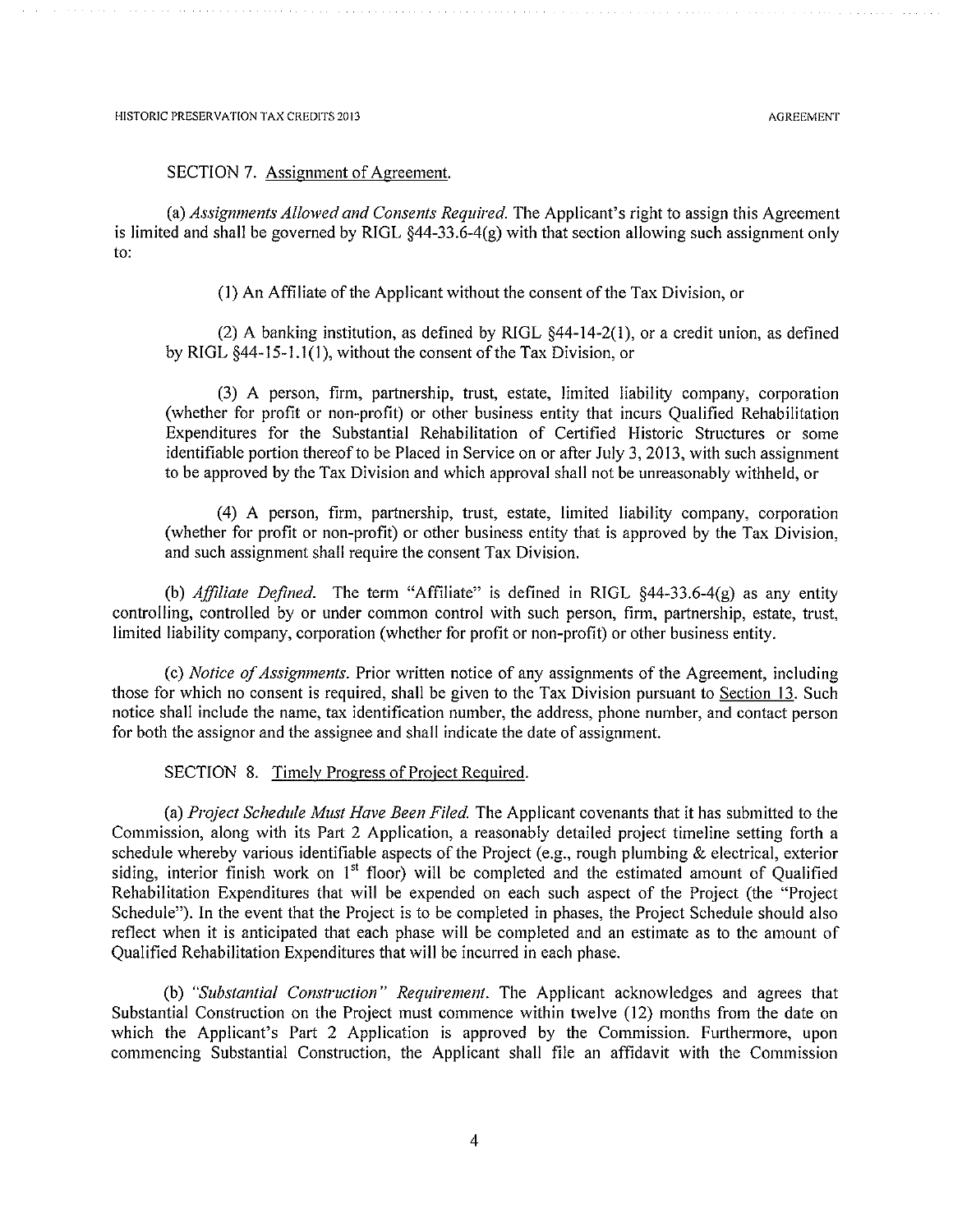SECTION 7. Assignment of Agreement.

(a) *Assignments Allowed and Consents Required.* The Applicant's right to assign this Agreement is limited and shall be governed by RIGL §44-33.6-4(g) with that section allowing such assignment only to:

(1) An Affiliate of the Applicant without the consent of the Tax Division, or

(2) A banking institution, as defined by RIGL §44-14-2(1), or a credit union, as defined by RIGL §44-15-1.1(1), without the consent of the Tax Division, or

(3) A person, firm, partnership, trust, estate, limited liability company, corporation (whether for profit or non-profit) or other business entity that incurs Qualified Rehabilitation Expenditures for the Substantial Rehabilitation of Certified Historic Structures or some identifiable portion thereof to be Placed in Service on or after July 3, 2013, with such assignment to be approved by the Tax Division and which approval shall not be unreasonably withheld, or

(4) A person, firm, partnership, trust, estate, limited liability company, corporation (whether for profit or non-profit) or other business entity that is approved by the Tax Division, and such assignment shall require the consent Tax Division.

(b) *Affiliate Defined.* The term "Affiliate" is defined in RIGL §44-33.6-4(g) as any entity controlling, controlled by or under common control with such person, firm, partnership, estate, trust, limited liability company, corporation (whether for profit or non-profit) or other business entity.

(c) *Notice of Assignments.* Prior written notice of any assignments of the Agreement, including those for which no consent is required, shall be given to the Tax Division pursuant to Section 13. Such notice shall include the name, tax identification number, the address, phone number, and contact person for both the assignor and the assignee and shall indicate the date of assignment.

SECTION 8. Timely Progress of Project Required.

(a) *Project Schedule Must Have Been Filed.* The Applicant covenants that it has submitted to the Commission, along with its Part 2 Application, a reasonably detailed project timeline setting forth a schedule whereby various identifiable aspects of the Project (e.g., rough plumbing & electrical, exterior siding, interior finish work on 1st floor) will be completed and the estimated amount of Qualified Rehabilitation Expenditures that will be expended on each such aspect of the Project (the "Project Schedule"). In the event that the Project is to be completed in phases, the Project Schedule should also reflect when it is anticipated that each phase will be completed and an estimate as to the amount of Qualified Rehabilitation Expenditures that will be incurred in each phase.

(b) *"Substantial Construction" Requirement.* The Applicant acknowledges and agrees that Substantial Construction on the Project must commence within twelve (12) months from the date on which the Applicant's Part 2 Application is approved by the Commission. Furthermore, upon commencing Substantial Construction, the Applicant shall file an affidavit with the Commission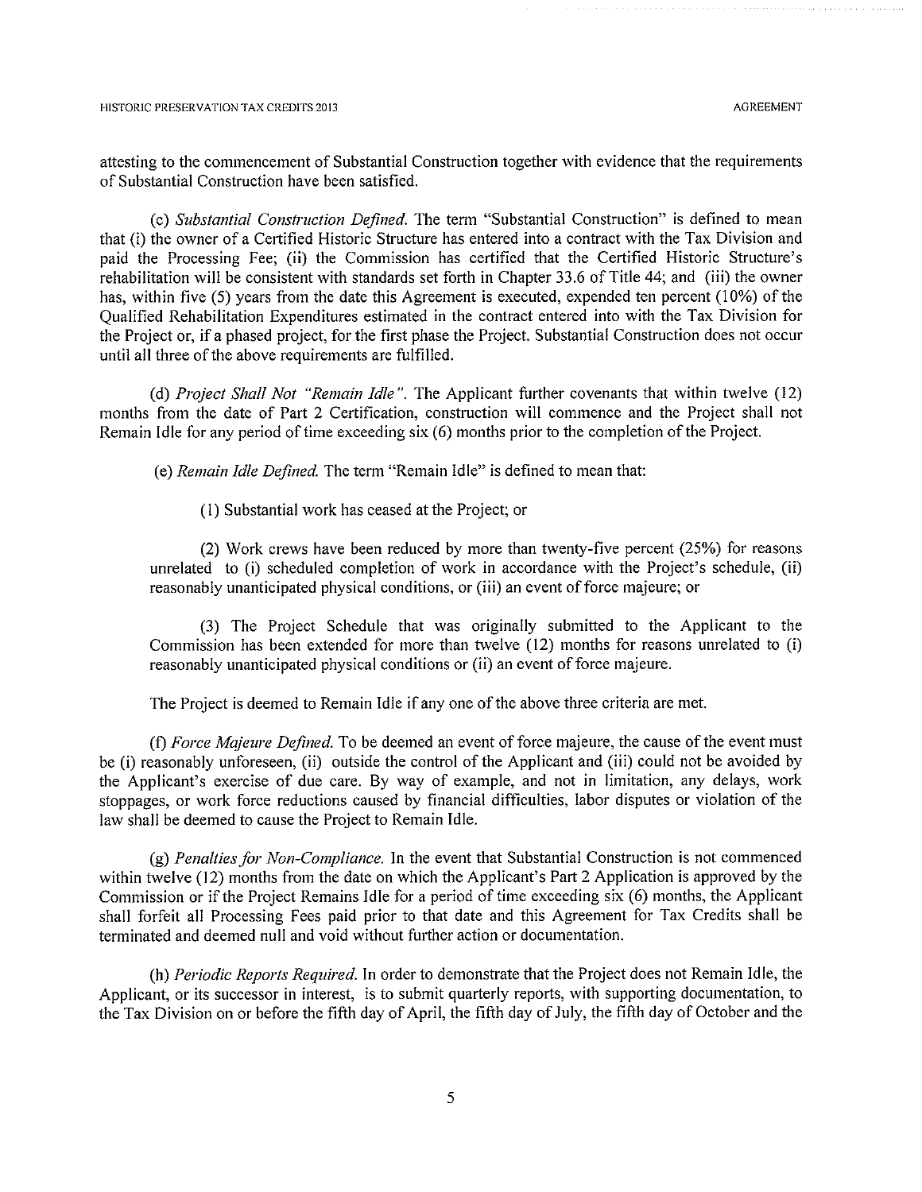attesting to the commencement of Substantial Construction together with evidence that the requirements of Substantial Construction have been satisfied.

(c) *Substantial Construction Defined.* The term "Substantial Construction" is defined to mean that (i) the owner of a Certified Historic Structure has entered into a contract with the Tax Division and paid the Processing Fee; (ii) the Commission has certified that the Certified Historic Structure's rehabilitation will be consistent with standards set forth in Chapter 33.6 of Title 44; and (iii) the owner has, within five (5) years from the date this Agreement is executed, expended ten percent (10%) of the Qualified Rehabilitation Expenditures estimated in the contract entered into with the Tax Division for the Project or, if a phased project, for the first phase the Project. Substantial Construction does not occur until all three of the above requirements are fulfilled.

(d) *Project Shall Not "Remain Idle".* The Applicant further covenants that within twelve (12) months from the date of Part 2 Certification, construction will commence and the Project shall not Remain Idle for any period of time exceeding six (6) months prior to the completion of the Project.

(e) *Remain Idle Defined.* The term "Remain Idle" is defined to mean that:

(1) Substantial work has ceased at the Project; or

(2) Work crews have been reduced by more than twenty-five percent (25%) for reasons unrelated to (i) scheduled completion of work in accordance with the Project's schedule, (ii) reasonably unanticipated physical conditions, or (iii) an event of force majeure; or

(3) The Project Schedule that was originally submitted to the Applicant to the Commission has been extended for more than twelve (12) months for reasons unrelated to (i) reasonably unanticipated physical conditions or (ii) an event of force majeure.

The Project is deemed to Remain Idle if any one of the above three criteria are met.

(f) *Force Majeure Defined.* To be deemed an event of force majeure, the cause of the event must be (i) reasonably unforeseen, (ii) outside the control of the Applicant and (iii) could not be avoided by the Applicant's exercise of due care. By way of example, and not in limitation, any delays, work stoppages, or work force reductions caused by financial difficulties, labor disputes or violation of the law shall be deemed to cause the Project to Remain Idle.

(g) *Penalties for Non-Compliance.* In the event that Substantial Construction is not commenced within twelve (12) months from the date on which the Applicant's Part 2 Application is approved by the Commission or if the Project Remains Idle for a period of time exceeding six (6) months, the Applicant shall forfeit all Processing Fees paid prior to that date and this Agreement for Tax Credits shall be terminated and deemed null and void without further action or documentation.

(h) *Periodic Reports Required.* In order to demonstrate that the Project does not Remain Idle, the Applicant, or its successor in interest, is to submit quarterly reports, with supporting documentation, to the Tax Division on or before the fifth day of April, the fifth day of July, the fifth day of October and the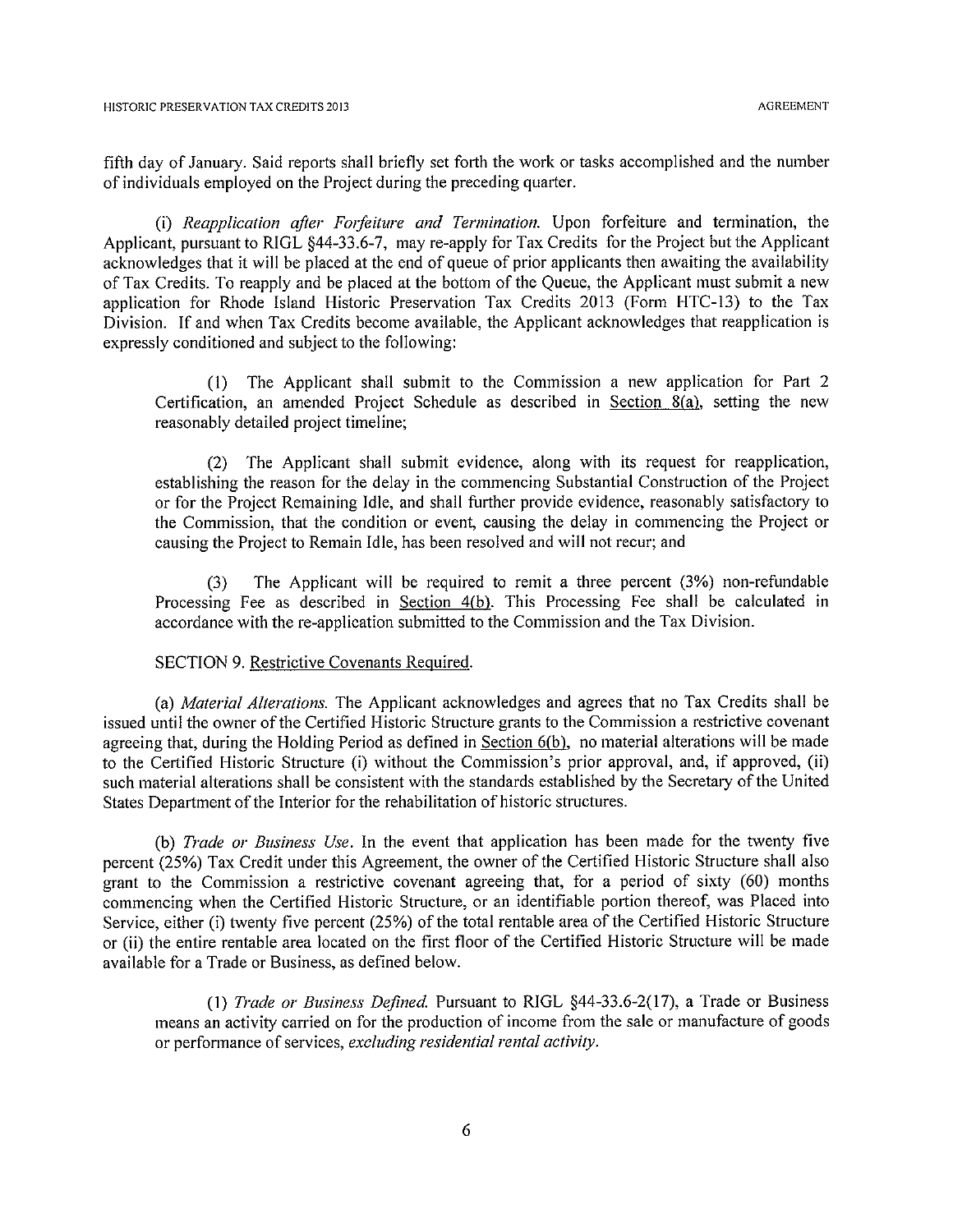fifth day of January. Said reports shall briefly set forth the work or tasks accomplished and the number of individuals employed on the Project during the preceding quarter.

(i) *Reapplication after Forfeiture and Termination.* Upon forfeiture and termination, the Applicant, pursuant to RIGL §44-33.6-7, may re-apply for Tax Credits for the Project but the Applicant acknowledges that it will be placed at the end of queue of prior applicants then awaiting the availability of Tax Credits. To reapply and be placed at the bottom of the Queue, the Applicant must submit a new application for Rhode Island Historic Preservation Tax Credits 2013 (Form HTC-13) to the Tax Division. If and when Tax Credits become available, the Applicant acknowledges that reapplication is expressly conditioned and subject to the following:

(1) The Applicant shall submit to the Commission a new application for Part 2 Certification, an amended Project Schedule as described in Section 8(a), setting the new reasonably detailed project timeline;

(2) The Applicant shall submit evidence, along with its request for reapplication, establishing the reason for the delay in the commencing Substantial Construction of the Project or for the Project Remaining Idle, and shall further provide evidence, reasonably satisfactory to the Commission, that the condition or event, causing the delay in commencing the Project or causing the Project to Remain Idle, has been resolved and will not recur; and

(3) The Applicant will be required to remit a three percent (3%) non-refundable Processing Fee as described in Section 4(b). This Processing Fee shall be calculated in accordance with the re-application submitted to the Commission and the Tax Division.

SECTION 9. Restrictive Covenants Required.

(a) *Material Alterations.* The Applicant acknowledges and agrees that no Tax Credits shall be issued until the owner of the Certified Historic Structure grants to the Commission a restrictive covenant agreeing that, during the Holding Period as defined in Section 6(b), no material alterations will be made to the Certified Historic Structure (i) without the Commission's prior approval, and, if approved, (ii) such material alterations shall be consistent with the standards established by the Secretary of the United States Department of the Interior for the rehabilitation of historic structures.

(b) *Trade or Business Use.* In the event that application has been made for the twenty five percent (25%) Tax Credit under this Agreement, the owner of the Certified Historic Structure shall also grant to the Commission a restrictive covenant agreeing that, for a period of sixty (60) months commencing when the Certified Historic Structure, or an identifiable portion thereof, was Placed into Service, either (i) twenty five percent (25%) of the total rentable area of the Certified Historic Structure or (ii) the entire rentable area located on the first floor of the Certified Historic Structure will be made available for a Trade or Business, as defined below.

(1) *Trade or Business Defined.* Pursuant to RIGL §44-33.6-2(17), a Trade or Business means an activity carried on for the production of income from the sale or manufacture of goods or performance of services, *excluding residential rental activity.*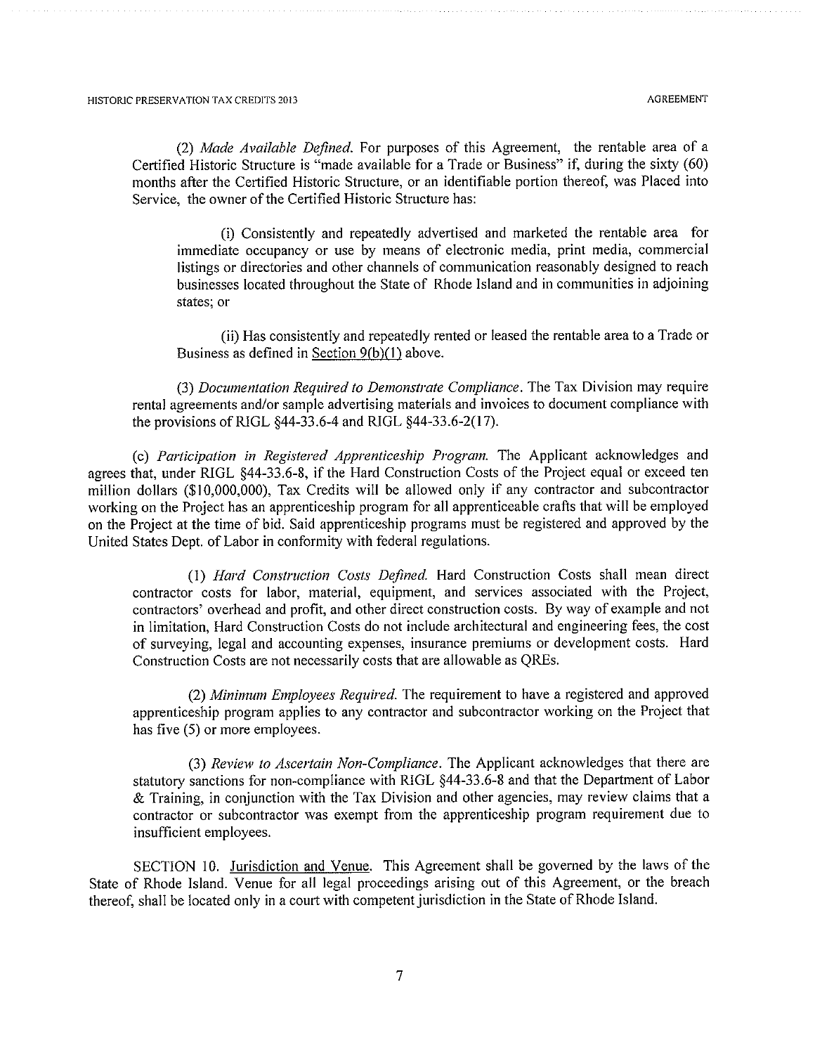(2) *Made Available Defined.* For purposes of this Agreement, the rentable area of a Certified Historic Structure is "made available for a Trade or Business" if, during the sixty (60) months after the Certified Historic Structure, or an identifiable portion thereof, was Placed into Service, the owner of the Certified Historic Structure has:

(i) Consistently and repeatedly advertised and marketed the rentable area for immediate occupancy or use by means of electronic media, print media, commercial listings or directories and other channels of communication reasonably designed to reach businesses located throughout the State of Rhode Island and in communities in adjoining states; or

(ii) Has consistently and repeatedly rented or leased the rentable area to a Trade or Business as defined in Section 9(b)(1) above.

(3) *Documentation Required to Demonstrate Compliance.* The Tax Division may require rental agreements and/or sample advertising materials and invoices to document compliance with the provisions of RIGL §44-33.6-4 and RIGL §44-33.6-2(17).

(c) *Participation in Registered Apprenticeship Program.* The Applicant acknowledges and agrees that, under RIGL §44-33.6-8, if the Hard Construction Costs of the Project equal or exceed ten million dollars ($10,000,000), Tax Credits will be allowed only if any contractor and subcontractor working on the Project has an apprenticeship program for all apprenticeable crafts that will be employed on the Project at the time of bid. Said apprenticeship programs must be registered and approved by the United States Dept. of Labor in conformity with federal regulations.

(1) *Hard Construction Costs Defined.* Hard Construction Costs shall mean direct contractor costs for labor, material, equipment, and services associated with the Project, contractors' overhead and profit, and other direct construction costs. By way of example and not in limitation, Hard Construction Costs do not include architectural and engineering fees, the cost of surveying, legal and accounting expenses, insurance premiums or development costs. Hard Construction Costs are not necessarily costs that are allowable as QREs.

(2) *Minimum Employees Required.* The requirement to have a registered and approved apprenticeship program applies to any contractor and subcontractor working on the Project that has five (5) or more employees.

(3) *Review to Ascertain Non-Compliance.* The Applicant acknowledges that there are statutory sanctions for non-compliance with RIGL §44-33.6-8 and that the Department of Labor & Training, in conjunction with the Tax Division and other agencies, may review claims that a contractor or subcontractor was exempt from the apprenticeship program requirement due to insufficient employees.

SECTION 10. Jurisdiction and Venue. This Agreement shall be governed by the laws of the State of Rhode Island. Venue for all legal proceedings arising out of this Agreement, or the breach thereof, shall be located only in a court with competent jurisdiction in the State of Rhode Island.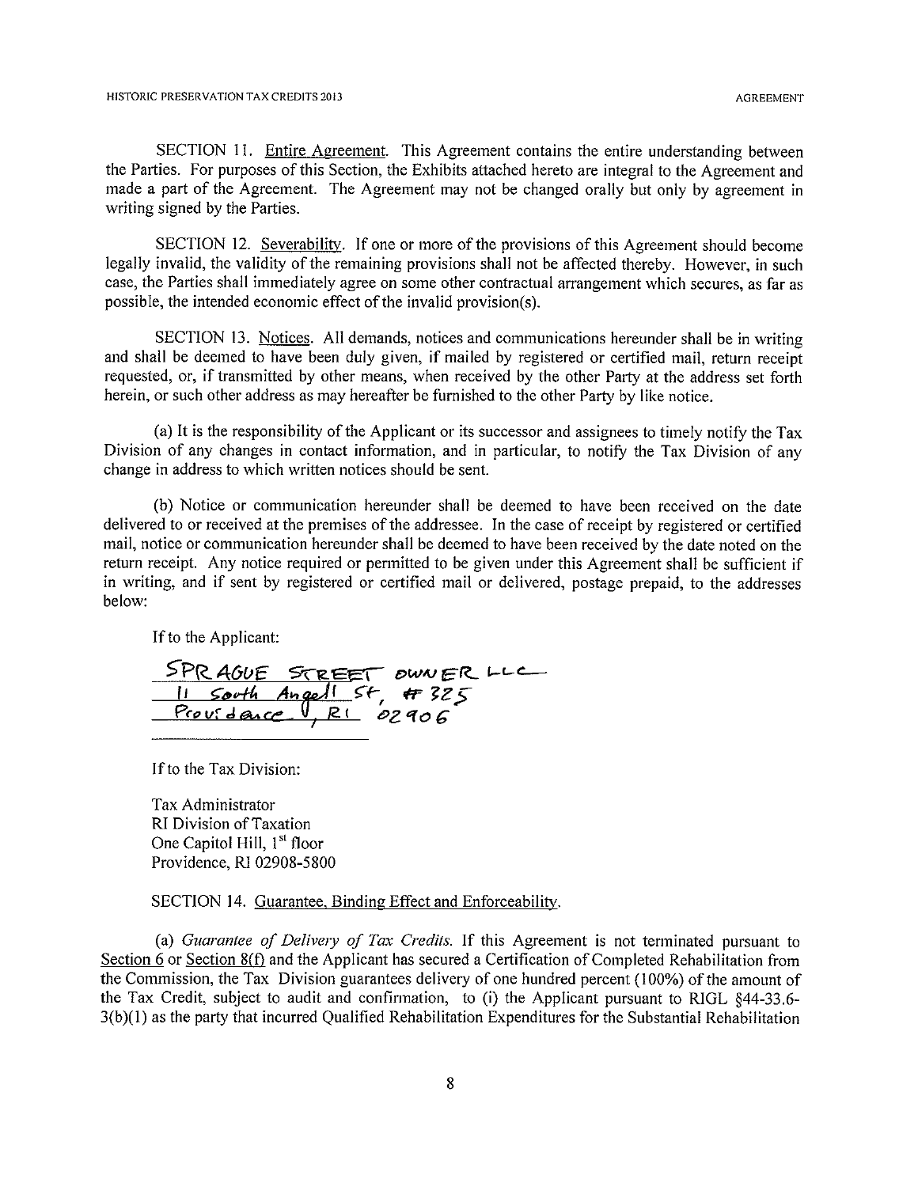SECTION 11. <u>Entire Agreement</u>. This Agreement contains the entire understanding between the Parties. For purposes of this Section, the Exhibits attached hereto are integral to the Agreement and made a part of the Agreement. The Agreement may not be changed orally but only by agreement in writing signed by the Parties.

SECTION 12. <u>Severability</u>. If one or more of the provisions of this Agreement should become legally invalid, the validity of the remaining provisions shall not be affected thereby. However, in such case, the Parties shall immediately agree on some other contractual arrangement which secures, as far as possible, the intended economic effect of the invalid provision(s).

SECTION 13. <u>Notices</u>. All demands, notices and communications hereunder shall be in writing and shall be deemed to have been duly given, if mailed by registered or certified mail, return receipt requested, or, if transmitted by other means, when received by the other Party at the address set forth herein, or such other address as may hereafter be furnished to the other Party by like notice.

(a) It is the responsibility of the Applicant or its successor and assignees to timely notify the Tax Division of any changes in contact information, and in particular, to notify the Tax Division of any change in address to which written notices should be sent.

(b) Notice or communication hereunder shall be deemed to have been received on the date delivered to or received at the premises of the addressee. In the case of receipt by registered or certified mail, notice or communication hereunder shall be deemed to have been received by the date noted on the return receipt. Any notice required or permitted to be given under this Agreement shall be sufficient if in writing, and if sent by registered or certified mail or delivered, postage prepaid, to the addresses below:

If to the Applicant:

SPRAGUE STREET OWNER LLC
11 South Angell St, #325
Providence, RI 02906

If to the Tax Division:

Tax Administrator
RI Division of Taxation
One Capitol Hill, 1st floor
Providence, RI 02908-5800

SECTION 14. <u>Guarantee, Binding Effect and Enforceability</u>.

(a) *Guarantee of Delivery of Tax Credits.* If this Agreement is not terminated pursuant to <u>Section 6</u> or <u>Section 8(f)</u> and the Applicant has secured a Certification of Completed Rehabilitation from the Commission, the Tax Division guarantees delivery of one hundred percent (100%) of the amount of the Tax Credit, subject to audit and confirmation, to (i) the Applicant pursuant to RIGL §44-33.6-3(b)(1) as the party that incurred Qualified Rehabilitation Expenditures for the Substantial Rehabilitation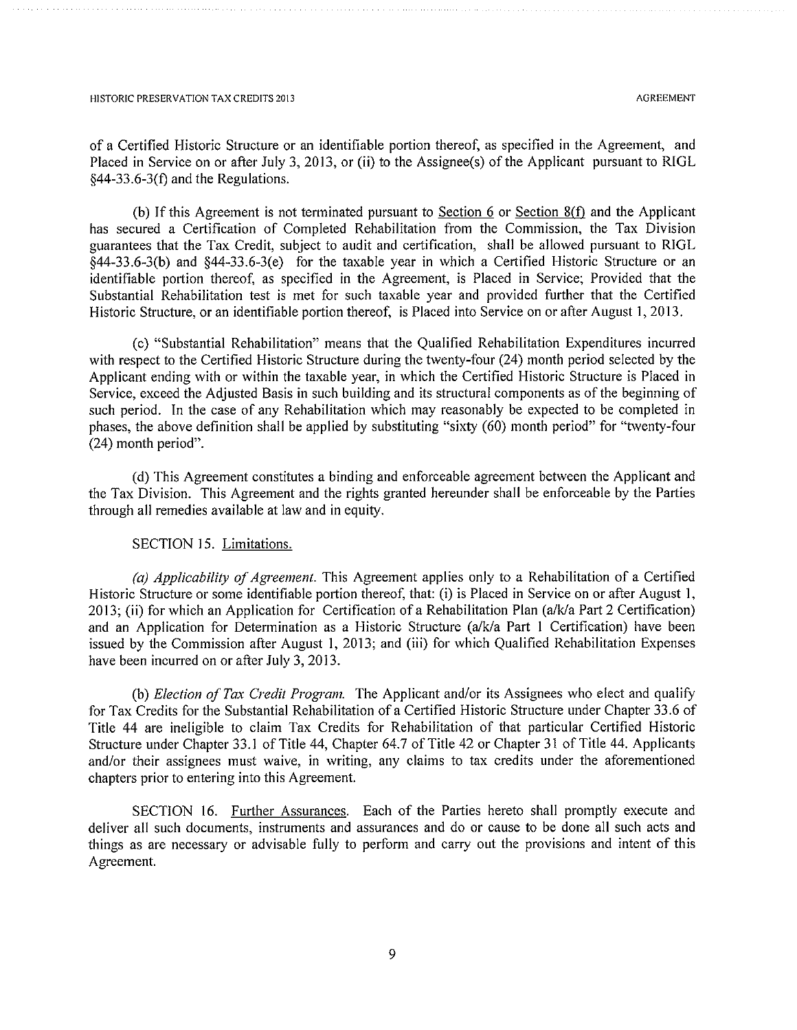of a Certified Historic Structure or an identifiable portion thereof, as specified in the Agreement, and Placed in Service on or after July 3, 2013, or (ii) to the Assignee(s) of the Applicant pursuant to RIGL §44-33.6-3(f) and the Regulations.

(b) If this Agreement is not terminated pursuant to Section 6 or Section 8(f) and the Applicant has secured a Certification of Completed Rehabilitation from the Commission, the Tax Division guarantees that the Tax Credit, subject to audit and certification, shall be allowed pursuant to RIGL §44-33.6-3(b) and §44-33.6-3(e) for the taxable year in which a Certified Historic Structure or an identifiable portion thereof, as specified in the Agreement, is Placed in Service; Provided that the Substantial Rehabilitation test is met for such taxable year and provided further that the Certified Historic Structure, or an identifiable portion thereof, is Placed into Service on or after August 1, 2013.

(c) "Substantial Rehabilitation" means that the Qualified Rehabilitation Expenditures incurred with respect to the Certified Historic Structure during the twenty-four (24) month period selected by the Applicant ending with or within the taxable year, in which the Certified Historic Structure is Placed in Service, exceed the Adjusted Basis in such building and its structural components as of the beginning of such period. In the case of any Rehabilitation which may reasonably be expected to be completed in phases, the above definition shall be applied by substituting "sixty (60) month period" for "twenty-four (24) month period".

(d) This Agreement constitutes a binding and enforceable agreement between the Applicant and the Tax Division. This Agreement and the rights granted hereunder shall be enforceable by the Parties through all remedies available at law and in equity.

SECTION 15. Limitations.

*(a) Applicability of Agreement.* This Agreement applies only to a Rehabilitation of a Certified Historic Structure or some identifiable portion thereof, that: (i) is Placed in Service on or after August 1, 2013; (ii) for which an Application for Certification of a Rehabilitation Plan (a/k/a Part 2 Certification) and an Application for Determination as a Historic Structure (a/k/a Part 1 Certification) have been issued by the Commission after August 1, 2013; and (iii) for which Qualified Rehabilitation Expenses have been incurred on or after July 3, 2013.

(b) *Election of Tax Credit Program.* The Applicant and/or its Assignees who elect and qualify for Tax Credits for the Substantial Rehabilitation of a Certified Historic Structure under Chapter 33.6 of Title 44 are ineligible to claim Tax Credits for Rehabilitation of that particular Certified Historic Structure under Chapter 33.1 of Title 44, Chapter 64.7 of Title 42 or Chapter 31 of Title 44. Applicants and/or their assignees must waive, in writing, any claims to tax credits under the aforementioned chapters prior to entering into this Agreement.

SECTION 16. Further Assurances. Each of the Parties hereto shall promptly execute and deliver all such documents, instruments and assurances and do or cause to be done all such acts and things as are necessary or advisable fully to perform and carry out the provisions and intent of this Agreement.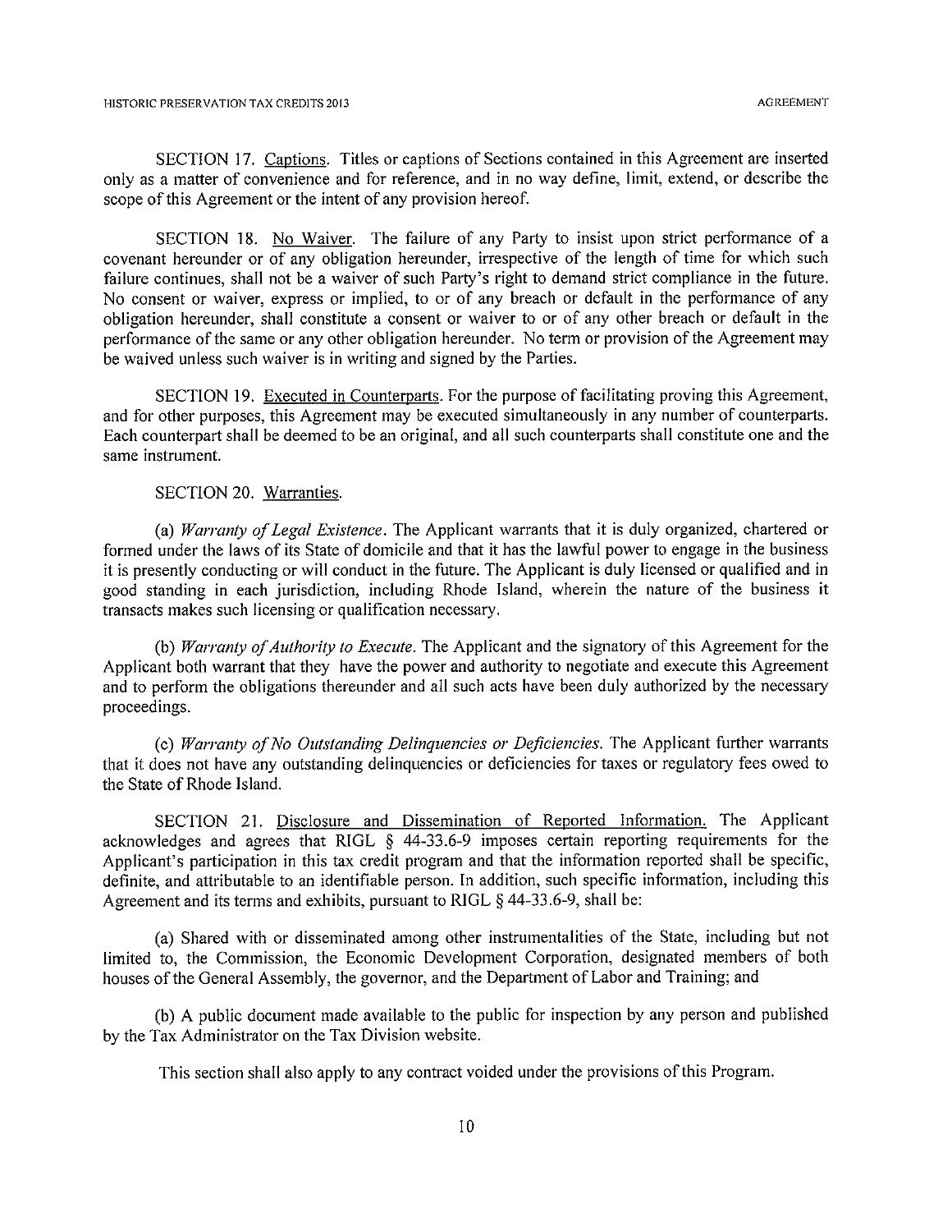SECTION 17. Captions. Titles or captions of Sections contained in this Agreement are inserted only as a matter of convenience and for reference, and in no way define, limit, extend, or describe the scope of this Agreement or the intent of any provision hereof.

SECTION 18. No Waiver. The failure of any Party to insist upon strict performance of a covenant hereunder or of any obligation hereunder, irrespective of the length of time for which such failure continues, shall not be a waiver of such Party's right to demand strict compliance in the future. No consent or waiver, express or implied, to or of any breach or default in the performance of any obligation hereunder, shall constitute a consent or waiver to or of any other breach or default in the performance of the same or any other obligation hereunder. No term or provision of the Agreement may be waived unless such waiver is in writing and signed by the Parties.

SECTION 19. Executed in Counterparts. For the purpose of facilitating proving this Agreement, and for other purposes, this Agreement may be executed simultaneously in any number of counterparts. Each counterpart shall be deemed to be an original, and all such counterparts shall constitute one and the same instrument.

SECTION 20. Warranties.

(a) *Warranty of Legal Existence*. The Applicant warrants that it is duly organized, chartered or formed under the laws of its State of domicile and that it has the lawful power to engage in the business it is presently conducting or will conduct in the future. The Applicant is duly licensed or qualified and in good standing in each jurisdiction, including Rhode Island, wherein the nature of the business it transacts makes such licensing or qualification necessary.

(b) *Warranty of Authority to Execute*. The Applicant and the signatory of this Agreement for the Applicant both warrant that they have the power and authority to negotiate and execute this Agreement and to perform the obligations thereunder and all such acts have been duly authorized by the necessary proceedings.

(c) *Warranty of No Outstanding Delinquencies or Deficiencies*. The Applicant further warrants that it does not have any outstanding delinquencies or deficiencies for taxes or regulatory fees owed to the State of Rhode Island.

SECTION 21. Disclosure and Dissemination of Reported Information. The Applicant acknowledges and agrees that RIGL § 44-33.6-9 imposes certain reporting requirements for the Applicant's participation in this tax credit program and that the information reported shall be specific, definite, and attributable to an identifiable person. In addition, such specific information, including this Agreement and its terms and exhibits, pursuant to RIGL § 44-33.6-9, shall be:

(a) Shared with or disseminated among other instrumentalities of the State, including but not limited to, the Commission, the Economic Development Corporation, designated members of both houses of the General Assembly, the governor, and the Department of Labor and Training; and

(b) A public document made available to the public for inspection by any person and published by the Tax Administrator on the Tax Division website.

This section shall also apply to any contract voided under the provisions of this Program.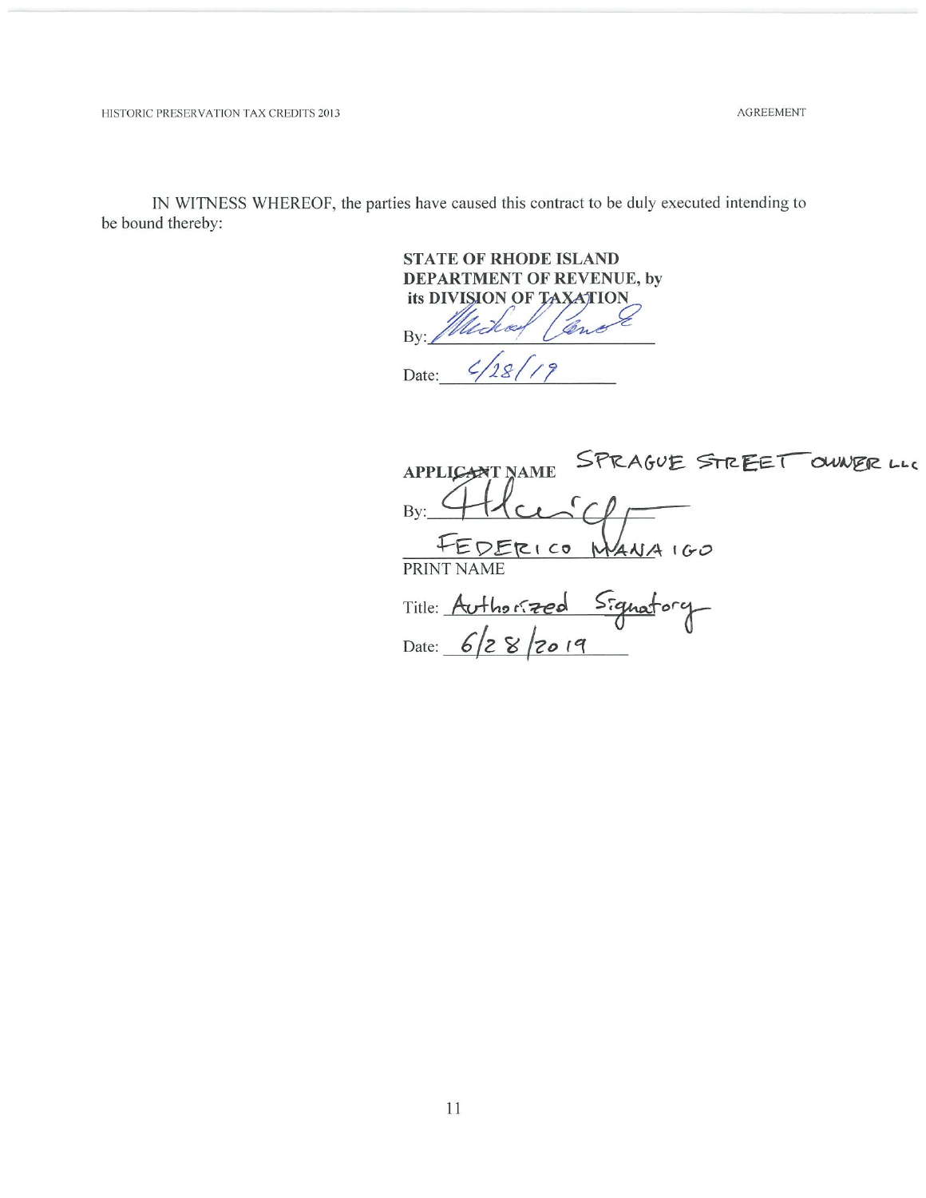IN WITNESS WHEREOF, the parties have caused this contract to be duly executed intending to be bound thereby:

**STATE OF RHODE ISLAND**
**DEPARTMENT OF REVENUE, by**
**its DIVISION OF TAXATION**

By: _[signature]_

Date: 6/28/19

**APPLICANT NAME** SPRAGUE STREET OWNER LLC

By: _[signature]_

FEDERICO MANAIGO
PRINT NAME

Title: Authorized Signatory

Date: 6/28/2019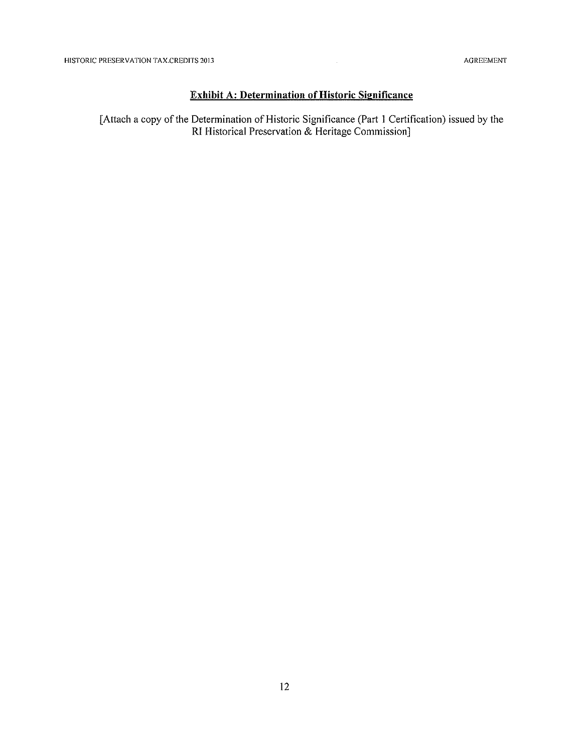## Exhibit A: Determination of Historic Significance

[Attach a copy of the Determination of Historic Significance (Part 1 Certification) issued by the RI Historical Preservation & Heritage Commission]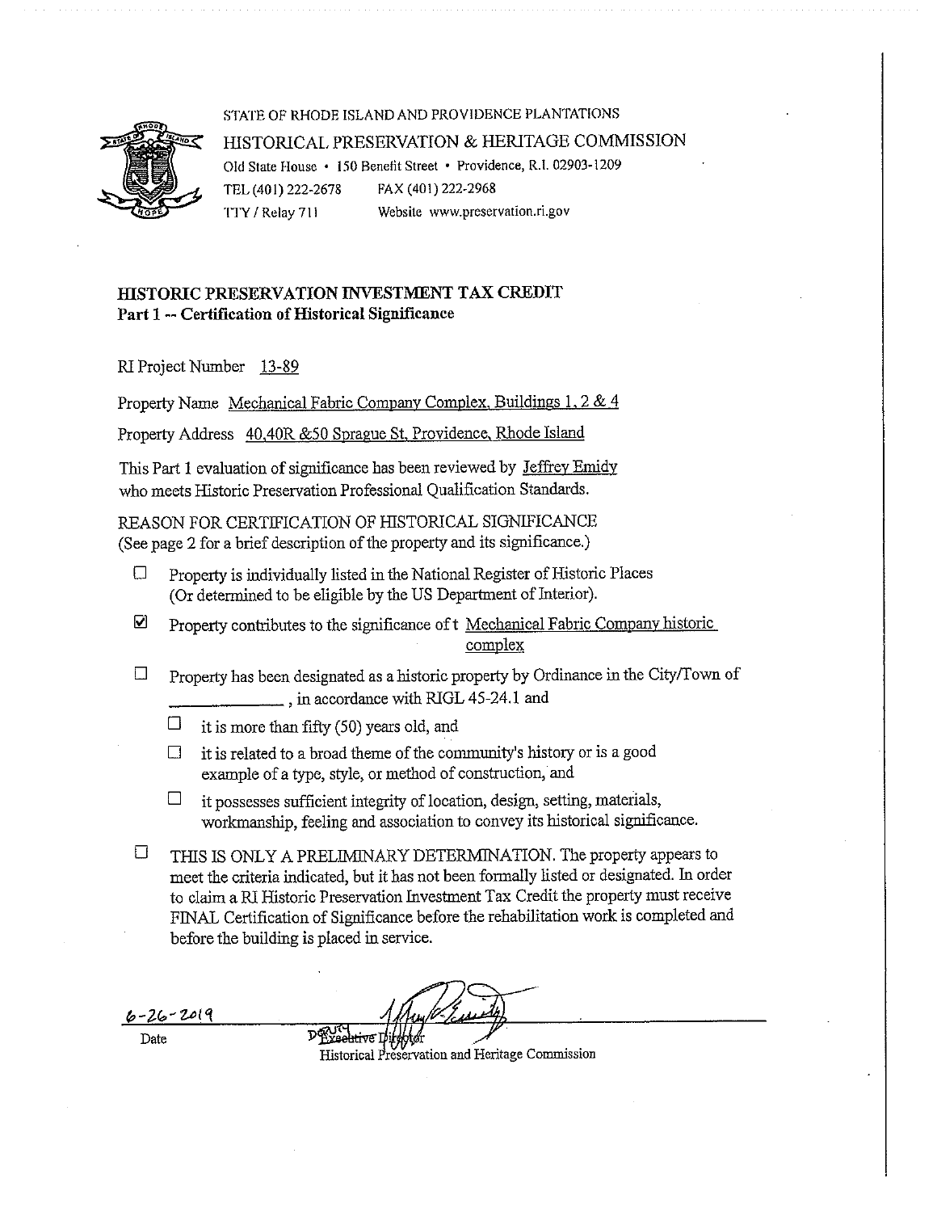STATE OF RHODE ISLAND AND PROVIDENCE PLANTATIONS

HISTORICAL PRESERVATION & HERITAGE COMMISSION

Old State House • 150 Benefit Street • Providence, R.I. 02903-1209

TEL (401) 222-2678 FAX (401) 222-2968

TTY / Relay 711 Website www.preservation.ri.gov

## HISTORIC PRESERVATION INVESTMENT TAX CREDIT
### Part 1 -- Certification of Historical Significance

RI Project Number 13-89

Property Name Mechanical Fabric Company Complex, Buildings 1, 2 & 4

Property Address 40,40R &50 Sprague St, Providence, Rhode Island

This Part 1 evaluation of significance has been reviewed by Jeffrey Emidy who meets Historic Preservation Professional Qualification Standards.

REASON FOR CERTIFICATION OF HISTORICAL SIGNIFICANCE
(See page 2 for a brief description of the property and its significance.)

- ☐ Property is individually listed in the National Register of Historic Places (Or determined to be eligible by the US Department of Interior).
- ☑ Property contributes to the significance of t Mechanical Fabric Company historic complex
- ☐ Property has been designated as a historic property by Ordinance in the City/Town of \_\_\_\_\_\_\_\_\_\_\_\_, in accordance with RIGL 45-24.1 and
  - ☐ it is more than fifty (50) years old, and
  - ☐ it is related to a broad theme of the community's history or is a good example of a type, style, or method of construction, and
  - ☐ it possesses sufficient integrity of location, design, setting, materials, workmanship, feeling and association to convey its historical significance.
- ☐ THIS IS ONLY A PRELIMINARY DETERMINATION. The property appears to meet the criteria indicated, but it has not been formally listed or designated. In order to claim a RI Historic Preservation Investment Tax Credit the property must receive FINAL Certification of Significance before the rehabilitation work is completed and before the building is placed in service.

6-26-2019

Date

Deputy ~~Executive~~ Director
Historical Preservation and Heritage Commission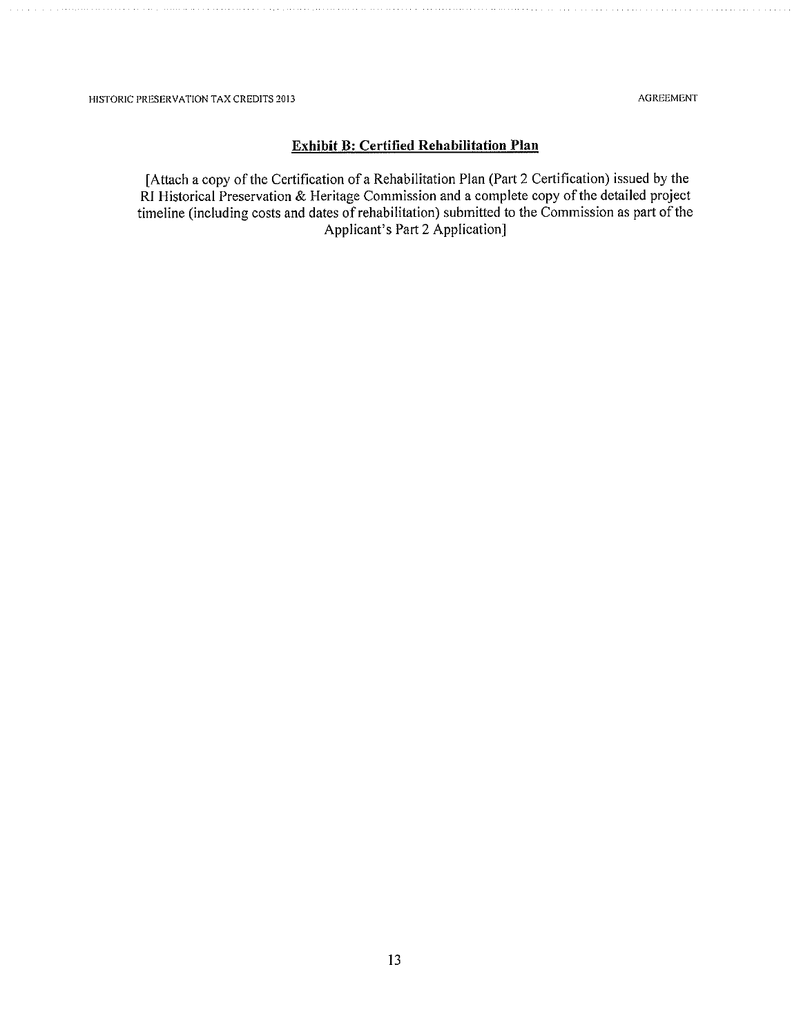## Exhibit B: Certified Rehabilitation Plan

[Attach a copy of the Certification of a Rehabilitation Plan (Part 2 Certification) issued by the RI Historical Preservation & Heritage Commission and a complete copy of the detailed project timeline (including costs and dates of rehabilitation) submitted to the Commission as part of the Applicant's Part 2 Application]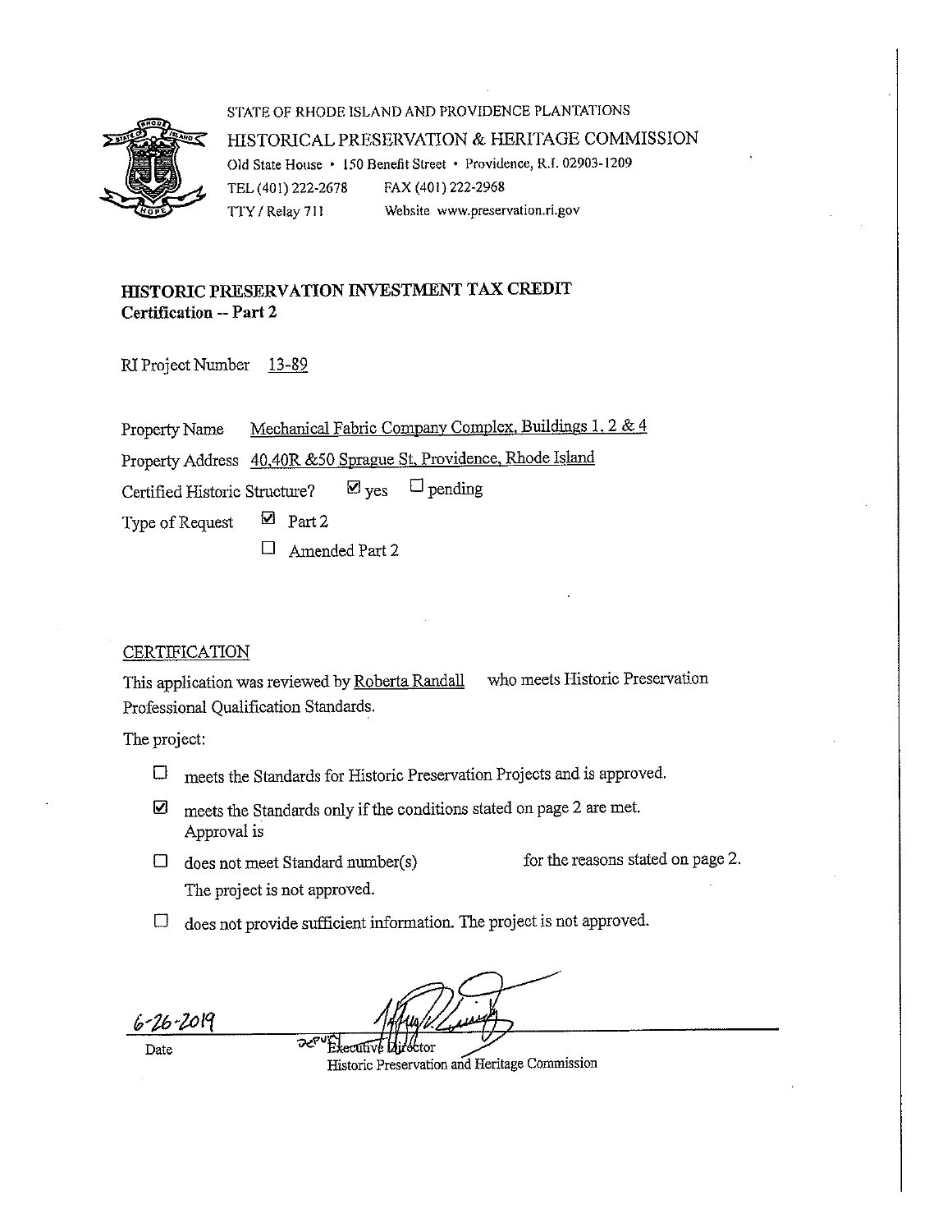STATE OF RHODE ISLAND AND PROVIDENCE PLANTATIONS

HISTORICAL PRESERVATION & HERITAGE COMMISSION

Old State House • 150 Benefit Street • Providence, R.I. 02903-1209

TEL (401) 222-2678 FAX (401) 222-2968

TTY / Relay 711 Website www.preservation.ri.gov

## HISTORIC PRESERVATION INVESTMENT TAX CREDIT
**Certification -- Part 2**

RI Project Number 13-89

Property Name Mechanical Fabric Company Complex, Buildings 1, 2 & 4

Property Address 40,40R &50 Sprague St, Providence, Rhode Island

Certified Historic Structure? ☑ yes ☐ pending

Type of Request ☑ Part 2

☐ Amended Part 2

CERTIFICATION

This application was reviewed by Roberta Randall who meets Historic Preservation Professional Qualification Standards.

The project:

- ☐ meets the Standards for Historic Preservation Projects and is approved.
- ☑ meets the Standards only if the conditions stated on page 2 are met. Approval is
- ☐ does not meet Standard number(s) for the reasons stated on page 2. The project is not approved.
- ☐ does not provide sufficient information. The project is not approved.

6-26-2019

Date

Deputy Executive Director

Historic Preservation and Heritage Commission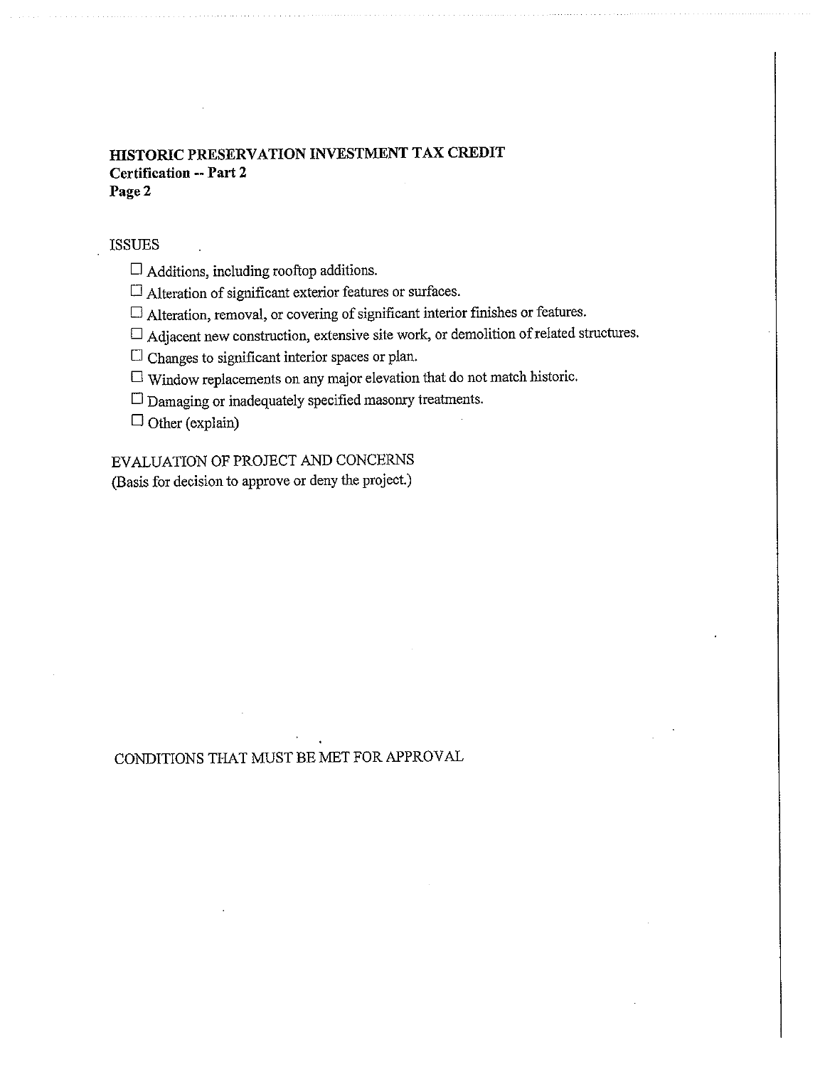**HISTORIC PRESERVATION INVESTMENT TAX CREDIT**
**Certification -- Part 2**
**Page 2**

ISSUES

- ☐ Additions, including rooftop additions.
- ☐ Alteration of significant exterior features or surfaces.
- ☐ Alteration, removal, or covering of significant interior finishes or features.
- ☐ Adjacent new construction, extensive site work, or demolition of related structures.
- ☐ Changes to significant interior spaces or plan.
- ☐ Window replacements on any major elevation that do not match historic.
- ☐ Damaging or inadequately specified masonry treatments.
- ☐ Other (explain)

EVALUATION OF PROJECT AND CONCERNS
(Basis for decision to approve or deny the project.)

CONDITIONS THAT MUST BE MET FOR APPROVAL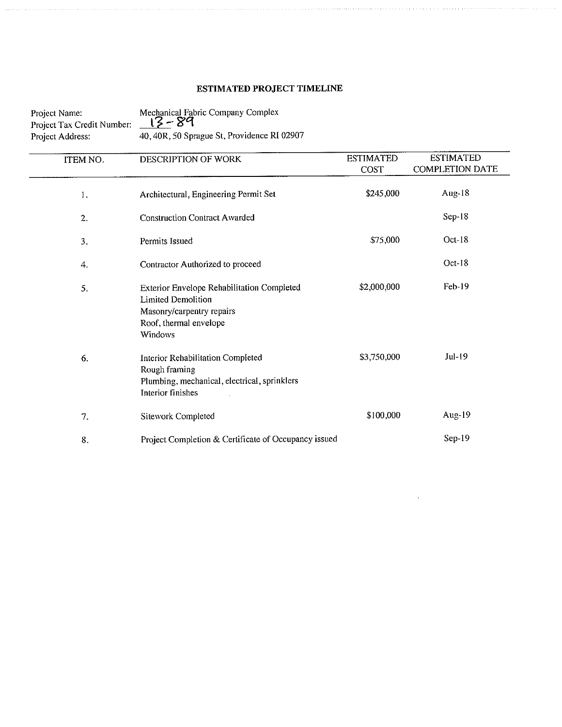# ESTIMATED PROJECT TIMELINE

Project Name: Mechanical Fabric Company Complex
Project Tax Credit Number: 13-89
Project Address: 40, 40R, 50 Sprague St, Providence RI 02907

| ITEM NO. | DESCRIPTION OF WORK | ESTIMATED COST | ESTIMATED COMPLETION DATE |
|---|---|---|---|
| 1. | Architectural, Engineering Permit Set | $245,000 | Aug-18 |
| 2. | Construction Contract Awarded | | Sep-18 |
| 3. | Permits Issued | $75,000 | Oct-18 |
| 4. | Contractor Authorized to proceed | | Oct-18 |
| 5. | Exterior Envelope Rehabilitation Completed<br>Limited Demolition<br>Masonry/carpentry repairs<br>Roof, thermal envelope<br>Windows | $2,000,000 | Feb-19 |
| 6. | Interior Rehabilitation Completed<br>Rough framing<br>Plumbing, mechanical, electrical, sprinklers<br>Interior finishes | $3,750,000 | Jul-19 |
| 7. | Sitework Completed | $100,000 | Aug-19 |
| 8. | Project Completion & Certificate of Occupancy issued | | Sep-19 |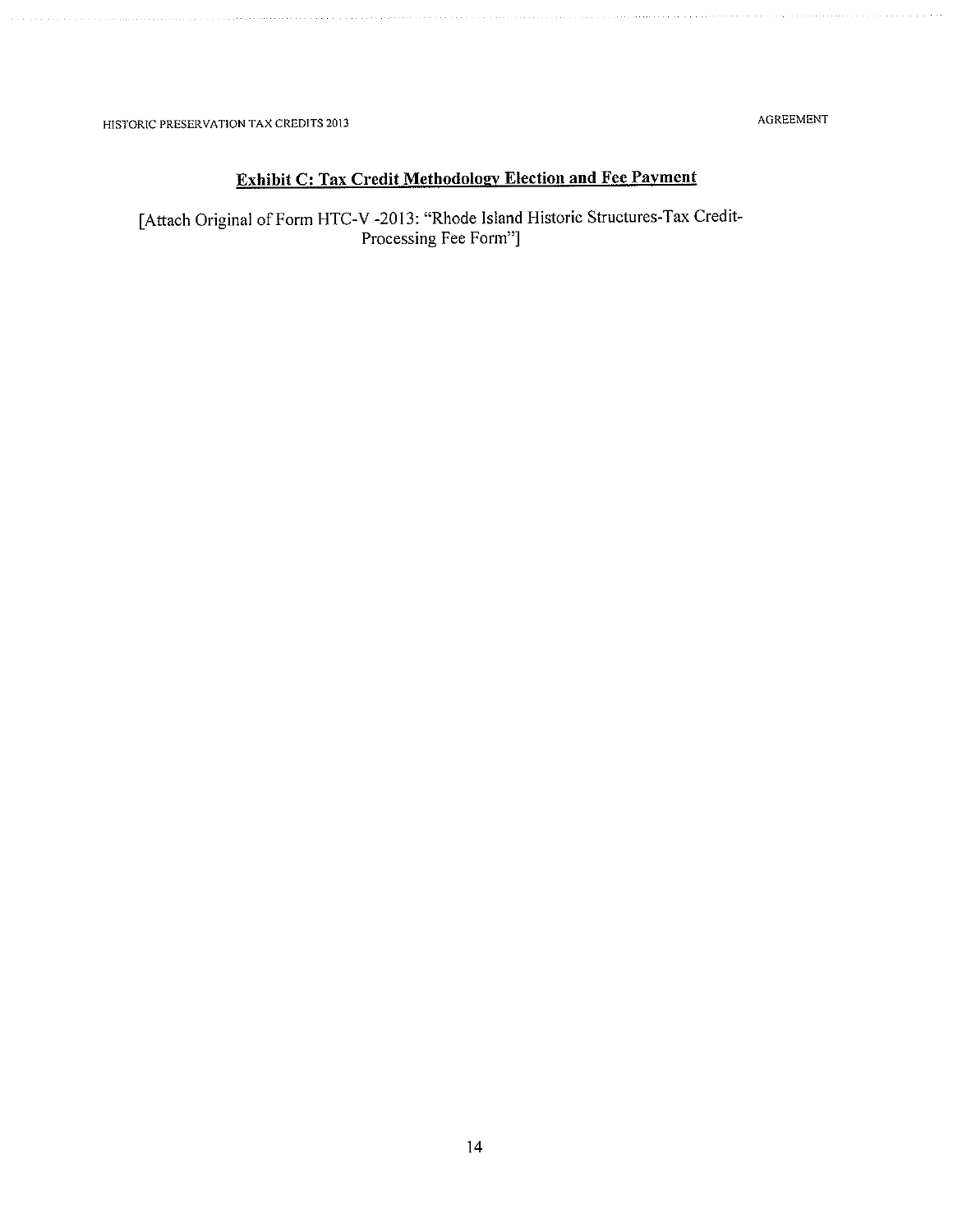## Exhibit C: Tax Credit Methodology Election and Fee Payment

[Attach Original of Form HTC-V -2013: "Rhode Island Historic Structures-Tax Credit-Processing Fee Form"]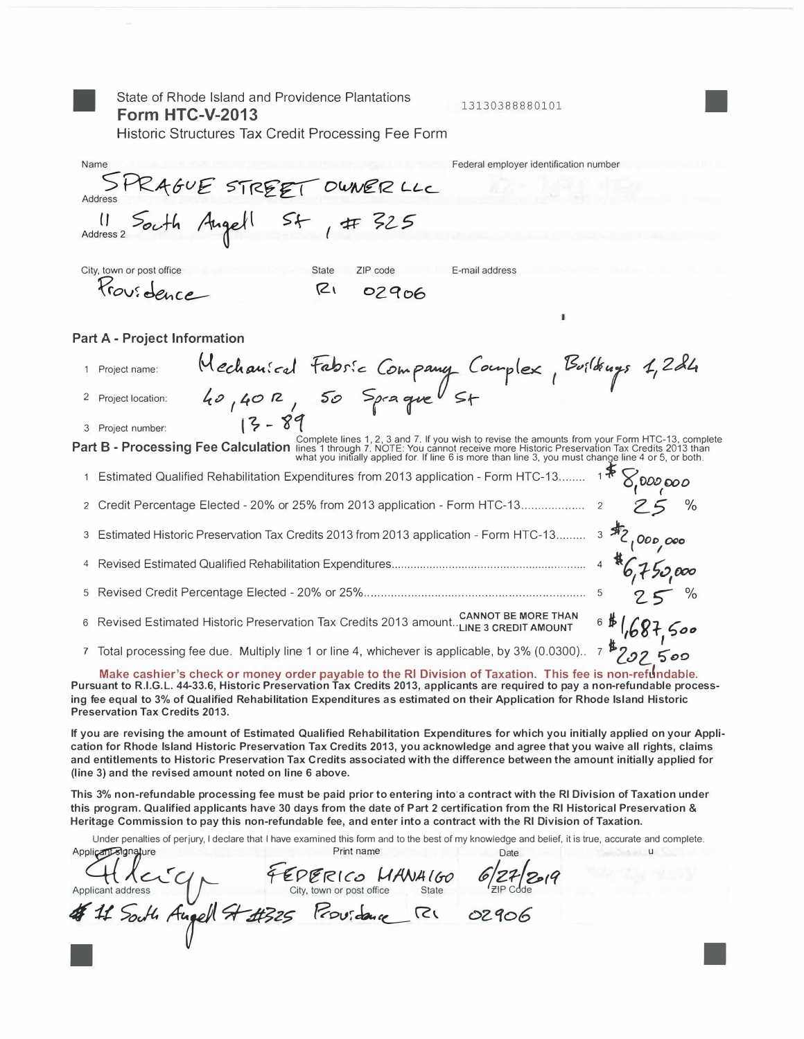State of Rhode Island and Providence Plantations

**Form HTC-V-2013**

Historic Structures Tax Credit Processing Fee Form

13130388880101

Name: SPRAGUE STREET OWNER LLC

Federal employer identification number:

Address: 11 South Angell St, # 325

Address 2:

City, town or post office: Providence

State: RI

ZIP code: 02906

E-mail address:

## Part A - Project Information

1 Project name: Mechanical Fabric Company Complex, Buildings 1, 2 & 4

2 Project location: 40, 40 R, 50 Sprague St

3 Project number: 13-89

## Part B - Processing Fee Calculation

Complete lines 1, 2, 3 and 7. If you wish to revise the amounts from your Form HTC-13, complete lines 1 through 7. NOTE: You cannot receive more Historic Preservation Tax Credits 2013 than what you initially applied for. If line 6 is more than line 3, you must change line 4 or 5, or both.

| | | | |
|---|---|---|---|
| 1 | Estimated Qualified Rehabilitation Expenditures from 2013 application - Form HTC-13 | 1 | $ 8,000,000 |
| 2 | Credit Percentage Elected - 20% or 25% from 2013 application - Form HTC-13 | 2 | 25 % |
| 3 | Estimated Historic Preservation Tax Credits 2013 from 2013 application - Form HTC-13 | 3 | $ 2,000,000 |
| 4 | Revised Estimated Qualified Rehabilitation Expenditures | 4 | $ 6,750,000 |
| 5 | Revised Credit Percentage Elected - 20% or 25% | 5 | 25 % |
| 6 | Revised Estimated Historic Preservation Tax Credits 2013 amount. CANNOT BE MORE THAN LINE 3 CREDIT AMOUNT | 6 | $ 1,687,500 |
| 7 | Total processing fee due. Multiply line 1 or line 4, whichever is applicable, by 3% (0.0300) | 7 | $ 202,500 |

**Make cashier's check or money order payable to the RI Division of Taxation. This fee is non-refundable.**

**Pursuant to R.I.G.L. 44-33.6, Historic Preservation Tax Credits 2013, applicants are required to pay a non-refundable processing fee equal to 3% of Qualified Rehabilitation Expenditures as estimated on their Application for Rhode Island Historic Preservation Tax Credits 2013.**

**If you are revising the amount of Estimated Qualified Rehabilitation Expenditures for which you initially applied on your Application for Rhode Island Historic Preservation Tax Credits 2013, you acknowledge and agree that you waive all rights, claims and entitlements to Historic Preservation Tax Credits associated with the difference between the amount initially applied for (line 3) and the revised amount noted on line 6 above.**

**This 3% non-refundable processing fee must be paid prior to entering into a contract with the RI Division of Taxation under this program. Qualified applicants have 30 days from the date of Part 2 certification from the RI Historical Preservation & Heritage Commission to pay this non-refundable fee, and enter into a contract with the RI Division of Taxation.**

Under penalties of perjury, I declare that I have examined this form and to the best of my knowledge and belief, it is true, accurate and complete.

Applicant signature: [signature]

Print name: FEDERICO MANAIGO

Date: 6/27/2019

Applicant address: 11 South Angell St #325

City, town or post office: Providence

State: RI

ZIP Code: 02906